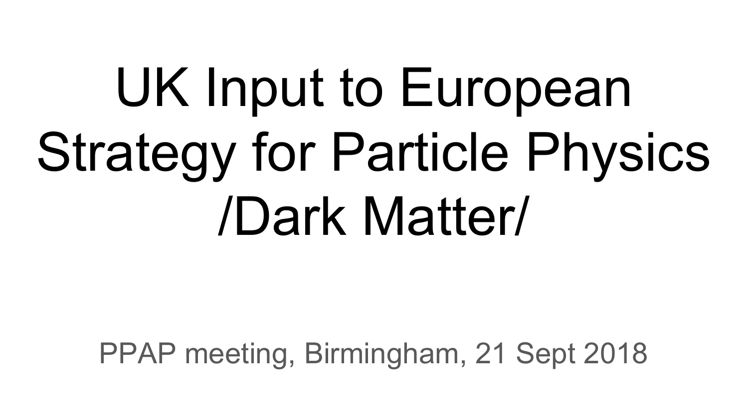# UK Input to European Strategy for Particle Physics /Dark Matter/

PPAP meeting, Birmingham, 21 Sept 2018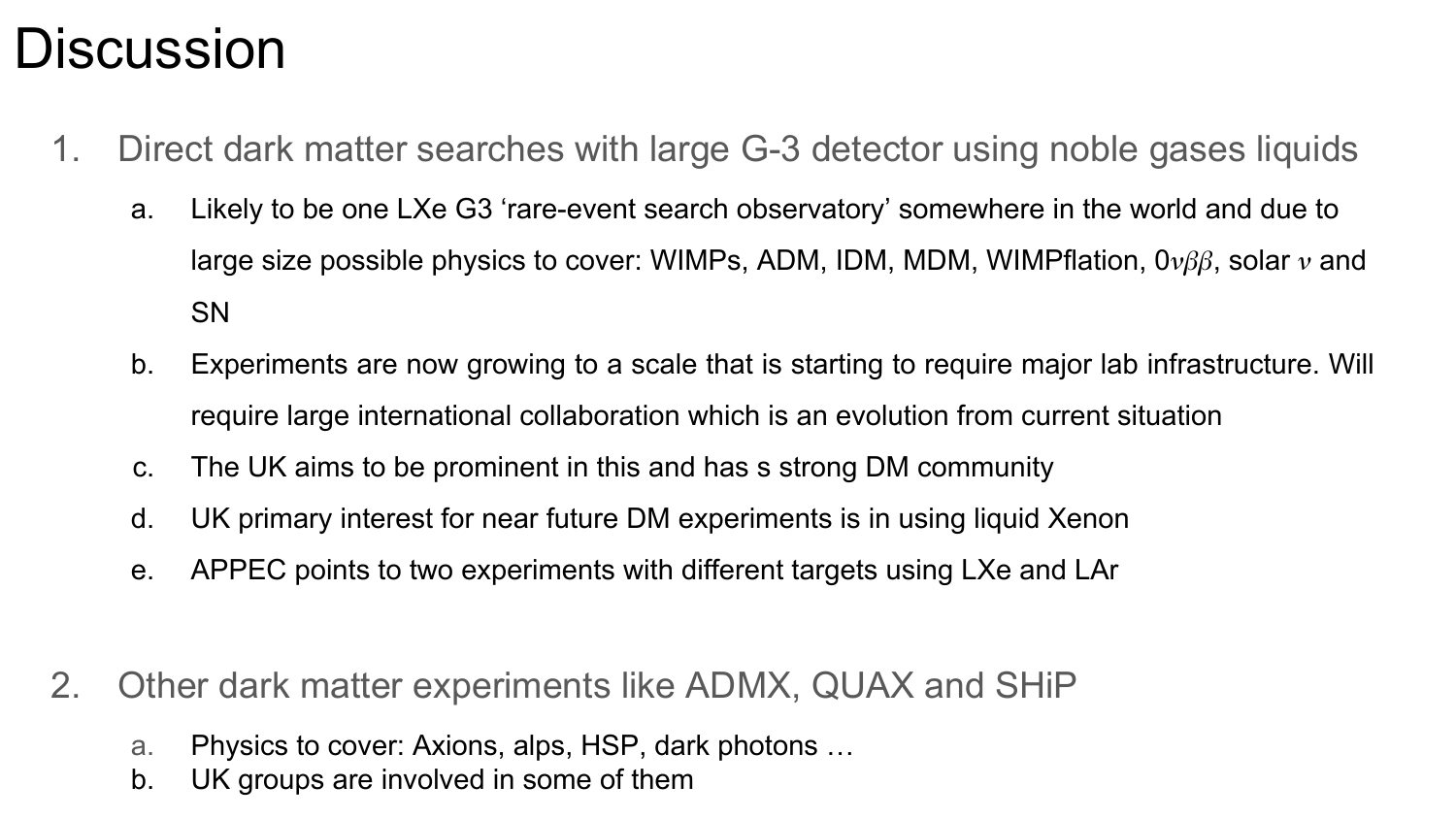# Discussion

1. Direct dark matter searches with large G-3 detector using noble gases liquids
   a. Likely to be one LXe G3 'rare-event search observatory' somewhere in the world and due to large size possible physics to cover: WIMPs, ADM, IDM, MDM, WIMPflation, $0\nu\beta\beta$, solar $\nu$ and SN
   b. Experiments are now growing to a scale that is starting to require major lab infrastructure. Will require large international collaboration which is an evolution from current situation
   c. The UK aims to be prominent in this and has s strong DM community
   d. UK primary interest for near future DM experiments is in using liquid Xenon
   e. APPEC points to two experiments with different targets using LXe and LAr

2. Other dark matter experiments like ADMX, QUAX and SHiP
   a. Physics to cover: Axions, alps, HSP, dark photons …
   b. UK groups are involved in some of them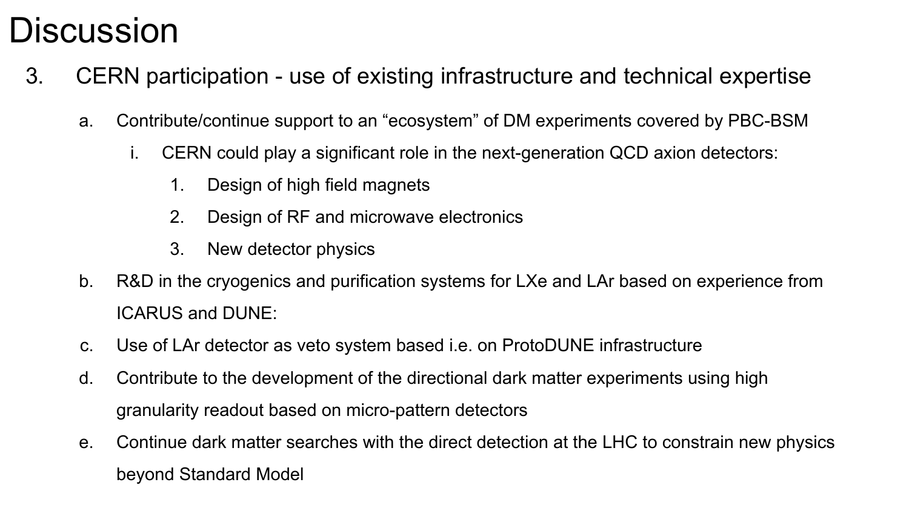# Discussion

3. CERN participation - use of existing infrastructure and technical expertise
    a. Contribute/continue support to an "ecosystem" of DM experiments covered by PBC-BSM
        i. CERN could play a significant role in the next-generation QCD axion detectors:
            1. Design of high field magnets
            2. Design of RF and microwave electronics
            3. New detector physics
    b. R&D in the cryogenics and purification systems for LXe and LAr based on experience from ICARUS and DUNE:
    c. Use of LAr detector as veto system based i.e. on ProtoDUNE infrastructure
    d. Contribute to the development of the directional dark matter experiments using high granularity readout based on micro-pattern detectors
    e. Continue dark matter searches with the direct detection at the LHC to constrain new physics beyond Standard Model